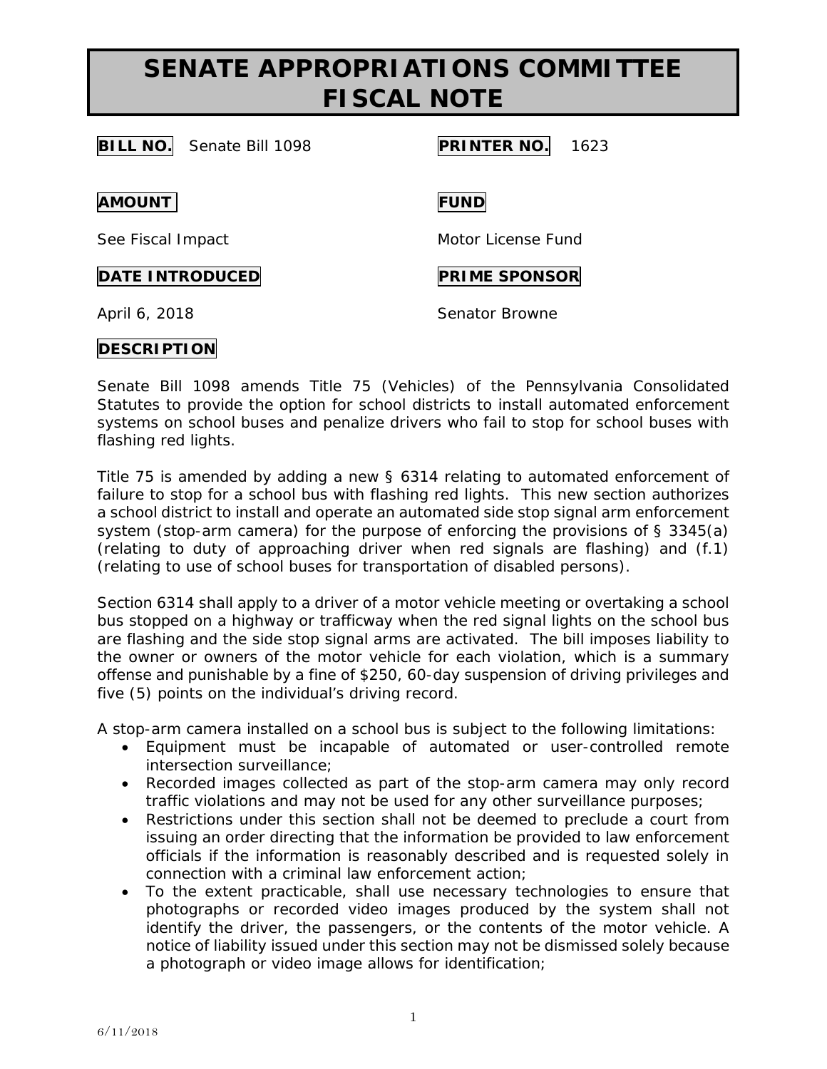# SENATE APPROPRIATIONS COMMITTEE FISCAL NOTE

**BILL NO.** Senate Bill 1098

**PRINTER NO.** 1623

**AMOUNT**

See Fiscal Impact

**FUND**

Motor License Fund

**DATE INTRODUCED**

April 6, 2018

**PRIME SPONSOR**

Senator Browne

**DESCRIPTION**

Senate Bill 1098 amends Title 75 (Vehicles) of the Pennsylvania Consolidated Statutes to provide the option for school districts to install automated enforcement systems on school buses and penalize drivers who fail to stop for school buses with flashing red lights.

Title 75 is amended by adding a new § 6314 relating to automated enforcement of failure to stop for a school bus with flashing red lights. This new section authorizes a school district to install and operate an automated side stop signal arm enforcement system (stop-arm camera) for the purpose of enforcing the provisions of § 3345(a) (relating to duty of approaching driver when red signals are flashing) and (f.1) (relating to use of school buses for transportation of disabled persons).

Section 6314 shall apply to a driver of a motor vehicle meeting or overtaking a school bus stopped on a highway or trafficway when the red signal lights on the school bus are flashing and the side stop signal arms are activated. The bill imposes liability to the owner or owners of the motor vehicle for each violation, which is a summary offense and punishable by a fine of $250, 60-day suspension of driving privileges and five (5) points on the individual's driving record.

A stop-arm camera installed on a school bus is subject to the following limitations:

- Equipment must be incapable of automated or user-controlled remote intersection surveillance;
- Recorded images collected as part of the stop-arm camera may only record traffic violations and may not be used for any other surveillance purposes;
- Restrictions under this section shall not be deemed to preclude a court from issuing an order directing that the information be provided to law enforcement officials if the information is reasonably described and is requested solely in connection with a criminal law enforcement action;
- To the extent practicable, shall use necessary technologies to ensure that photographs or recorded video images produced by the system shall not identify the driver, the passengers, or the contents of the motor vehicle. A notice of liability issued under this section may not be dismissed solely because a photograph or video image allows for identification;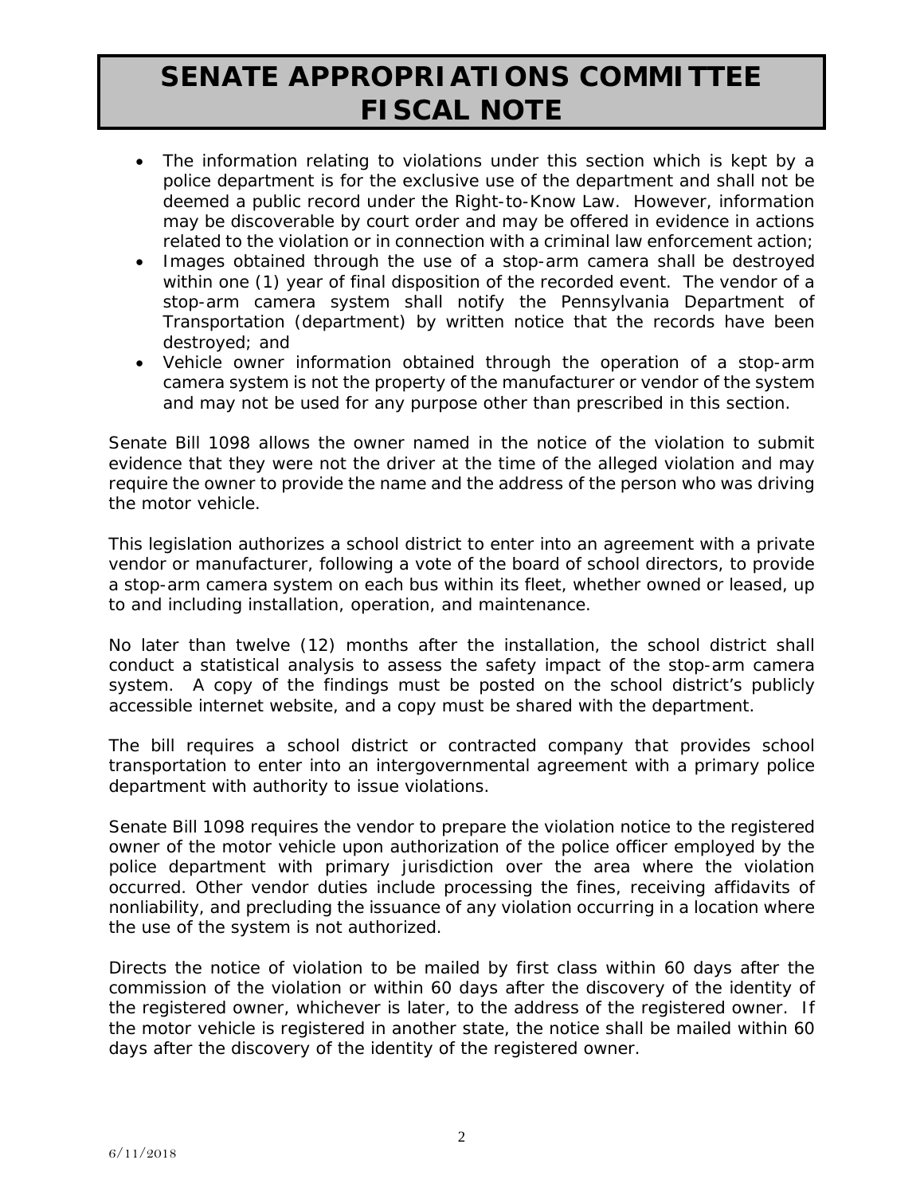# SENATE APPROPRIATIONS COMMITTEE FISCAL NOTE

- The information relating to violations under this section which is kept by a police department is for the exclusive use of the department and shall not be deemed a public record under the Right-to-Know Law. However, information may be discoverable by court order and may be offered in evidence in actions related to the violation or in connection with a criminal law enforcement action;
- Images obtained through the use of a stop-arm camera shall be destroyed within one (1) year of final disposition of the recorded event. The vendor of a stop-arm camera system shall notify the Pennsylvania Department of Transportation (department) by written notice that the records have been destroyed; and
- Vehicle owner information obtained through the operation of a stop-arm camera system is not the property of the manufacturer or vendor of the system and may not be used for any purpose other than prescribed in this section.

Senate Bill 1098 allows the owner named in the notice of the violation to submit evidence that they were not the driver at the time of the alleged violation and may require the owner to provide the name and the address of the person who was driving the motor vehicle.

This legislation authorizes a school district to enter into an agreement with a private vendor or manufacturer, following a vote of the board of school directors, to provide a stop-arm camera system on each bus within its fleet, whether owned or leased, up to and including installation, operation, and maintenance.

No later than twelve (12) months after the installation, the school district shall conduct a statistical analysis to assess the safety impact of the stop-arm camera system. A copy of the findings must be posted on the school district's publicly accessible internet website, and a copy must be shared with the department.

The bill requires a school district or contracted company that provides school transportation to enter into an intergovernmental agreement with a primary police department with authority to issue violations.

Senate Bill 1098 requires the vendor to prepare the violation notice to the registered owner of the motor vehicle upon authorization of the police officer employed by the police department with primary jurisdiction over the area where the violation occurred. Other vendor duties include processing the fines, receiving affidavits of nonliability, and precluding the issuance of any violation occurring in a location where the use of the system is not authorized.

Directs the notice of violation to be mailed by first class within 60 days after the commission of the violation or within 60 days after the discovery of the identity of the registered owner, whichever is later, to the address of the registered owner. If the motor vehicle is registered in another state, the notice shall be mailed within 60 days after the discovery of the identity of the registered owner.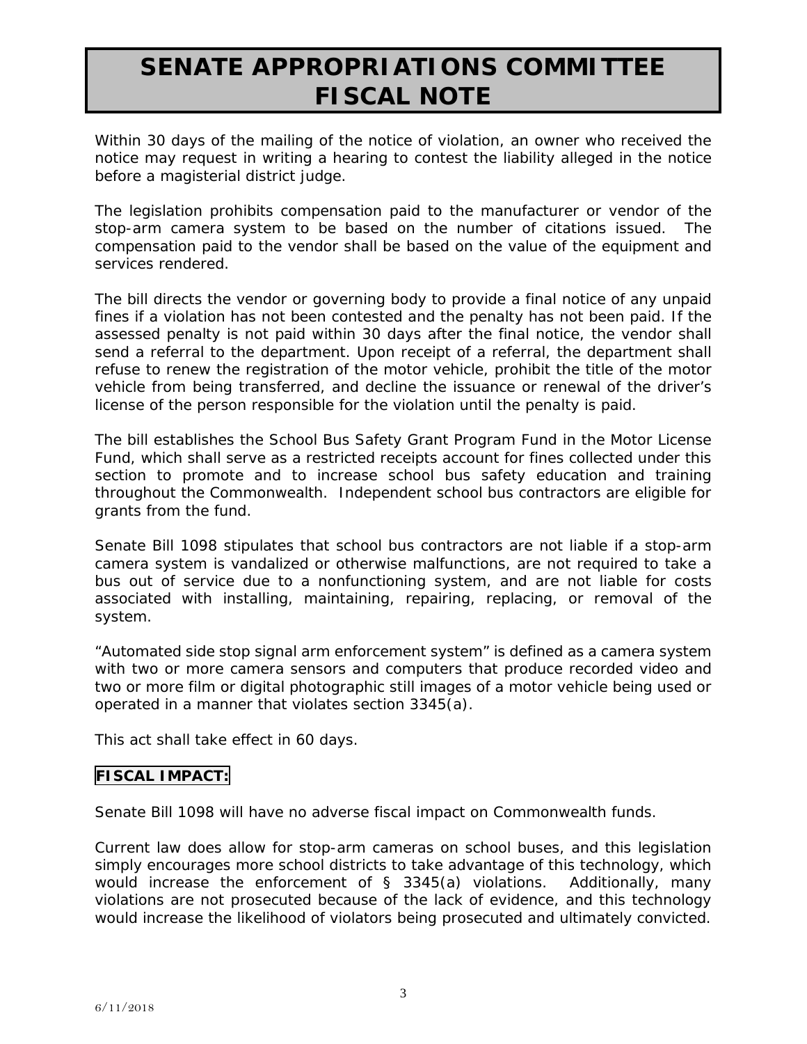# SENATE APPROPRIATIONS COMMITTEE FISCAL NOTE

Within 30 days of the mailing of the notice of violation, an owner who received the notice may request in writing a hearing to contest the liability alleged in the notice before a magisterial district judge.

The legislation prohibits compensation paid to the manufacturer or vendor of the stop-arm camera system to be based on the number of citations issued. The compensation paid to the vendor shall be based on the value of the equipment and services rendered.

The bill directs the vendor or governing body to provide a final notice of any unpaid fines if a violation has not been contested and the penalty has not been paid. If the assessed penalty is not paid within 30 days after the final notice, the vendor shall send a referral to the department. Upon receipt of a referral, the department shall refuse to renew the registration of the motor vehicle, prohibit the title of the motor vehicle from being transferred, and decline the issuance or renewal of the driver's license of the person responsible for the violation until the penalty is paid.

The bill establishes the School Bus Safety Grant Program Fund in the Motor License Fund, which shall serve as a restricted receipts account for fines collected under this section to promote and to increase school bus safety education and training throughout the Commonwealth. Independent school bus contractors are eligible for grants from the fund.

Senate Bill 1098 stipulates that school bus contractors are not liable if a stop-arm camera system is vandalized or otherwise malfunctions, are not required to take a bus out of service due to a nonfunctioning system, and are not liable for costs associated with installing, maintaining, repairing, replacing, or removal of the system.

"Automated side stop signal arm enforcement system" is defined as a camera system with two or more camera sensors and computers that produce recorded video and two or more film or digital photographic still images of a motor vehicle being used or operated in a manner that violates section 3345(a).

This act shall take effect in 60 days.

**FISCAL IMPACT:**

Senate Bill 1098 will have no adverse fiscal impact on Commonwealth funds.

Current law does allow for stop-arm cameras on school buses, and this legislation simply encourages more school districts to take advantage of this technology, which would increase the enforcement of § 3345(a) violations. Additionally, many violations are not prosecuted because of the lack of evidence, and this technology would increase the likelihood of violators being prosecuted and ultimately convicted.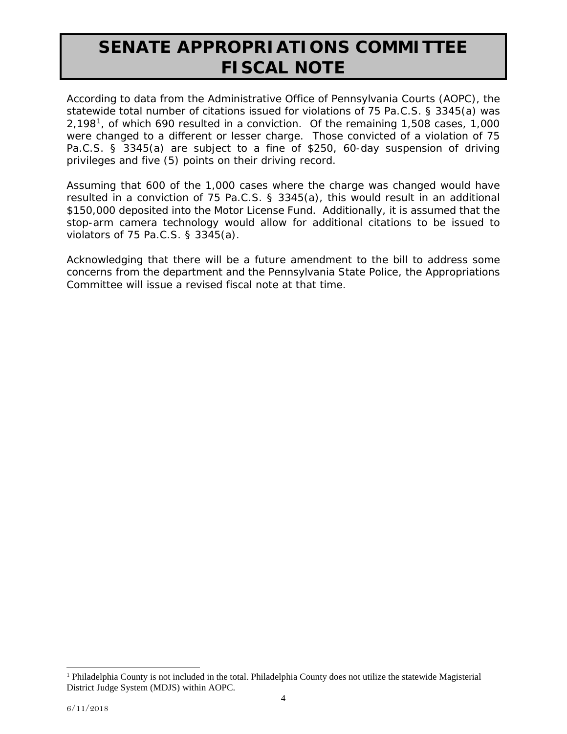# SENATE APPROPRIATIONS COMMITTEE FISCAL NOTE

According to data from the Administrative Office of Pennsylvania Courts (AOPC), the statewide total number of citations issued for violations of 75 Pa.C.S. § 3345(a) was 2,198[1], of which 690 resulted in a conviction. Of the remaining 1,508 cases, 1,000 were changed to a different or lesser charge. Those convicted of a violation of 75 Pa.C.S. § 3345(a) are subject to a fine of $250, 60-day suspension of driving privileges and five (5) points on their driving record.

Assuming that 600 of the 1,000 cases where the charge was changed would have resulted in a conviction of 75 Pa.C.S. § 3345(a), this would result in an additional $150,000 deposited into the Motor License Fund. Additionally, it is assumed that the stop-arm camera technology would allow for additional citations to be issued to violators of 75 Pa.C.S. § 3345(a).

Acknowledging that there will be a future amendment to the bill to address some concerns from the department and the Pennsylvania State Police, the Appropriations Committee will issue a revised fiscal note at that time.

[1] Philadelphia County is not included in the total. Philadelphia County does not utilize the statewide Magisterial District Judge System (MDJS) within AOPC.

6/11/2018